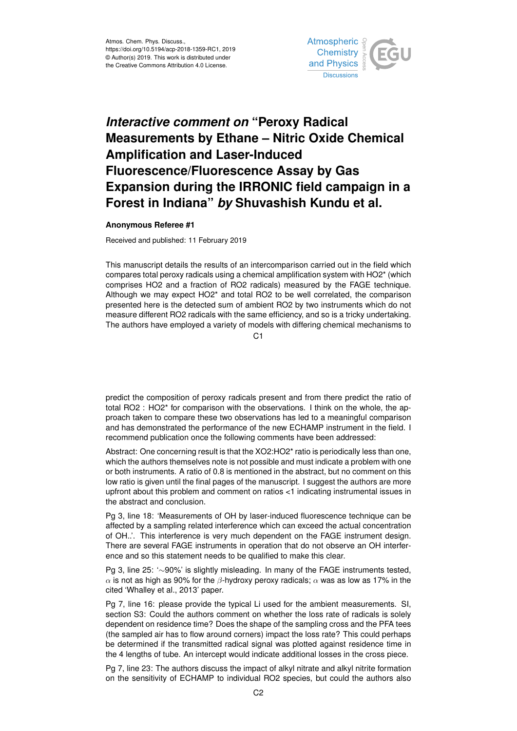Atmos. Chem. Phys. Discuss.,
https://doi.org/10.5194/acp-2018-1359-RC1, 2019
© Author(s) 2019. This work is distributed under
the Creative Commons Attribution 4.0 License.

# *Interactive comment on* "Peroxy Radical Measurements by Ethane – Nitric Oxide Chemical Amplification and Laser-Induced Fluorescence/Fluorescence Assay by Gas Expansion during the IRRONIC field campaign in a Forest in Indiana" *by* Shuvashish Kundu et al.

**Anonymous Referee #1**

Received and published: 11 February 2019

This manuscript details the results of an intercomparison carried out in the field which compares total peroxy radicals using a chemical amplification system with HO2* (which comprises HO2 and a fraction of RO2 radicals) measured by the FAGE technique. Although we may expect HO2* and total RO2 to be well correlated, the comparison presented here is the detected sum of ambient RO2 by two instruments which do not measure different RO2 radicals with the same efficiency, and so is a tricky undertaking. The authors have employed a variety of models with differing chemical mechanisms to predict the composition of peroxy radicals present and from there predict the ratio of total RO2 : HO2* for comparison with the observations. I think on the whole, the approach taken to compare these two observations has led to a meaningful comparison and has demonstrated the performance of the new ECHAMP instrument in the field. I recommend publication once the following comments have been addressed:

Abstract: One concerning result is that the XO2:HO2* ratio is periodically less than one, which the authors themselves note is not possible and must indicate a problem with one or both instruments. A ratio of 0.8 is mentioned in the abstract, but no comment on this low ratio is given until the final pages of the manuscript. I suggest the authors are more upfront about this problem and comment on ratios <1 indicating instrumental issues in the abstract and conclusion.

Pg 3, line 18: 'Measurements of OH by laser-induced fluorescence technique can be affected by a sampling related interference which can exceed the actual concentration of OH..'. This interference is very much dependent on the FAGE instrument design. There are several FAGE instruments in operation that do not observe an OH interference and so this statement needs to be qualified to make this clear.

Pg 3, line 25: '~90%' is slightly misleading. In many of the FAGE instruments tested, $\alpha$ is not as high as 90% for the $\beta$-hydroxy peroxy radicals; $\alpha$ was as low as 17% in the cited 'Whalley et al., 2013' paper.

Pg 7, line 16: please provide the typical Li used for the ambient measurements. SI, section S3: Could the authors comment on whether the loss rate of radicals is solely dependent on residence time? Does the shape of the sampling cross and the PFA tees (the sampled air has to flow around corners) impact the loss rate? This could perhaps be determined if the transmitted radical signal was plotted against residence time in the 4 lengths of tube. An intercept would indicate additional losses in the cross piece.

Pg 7, line 23: The authors discuss the impact of alkyl nitrate and alkyl nitrite formation on the sensitivity of ECHAMP to individual RO2 species, but could the authors also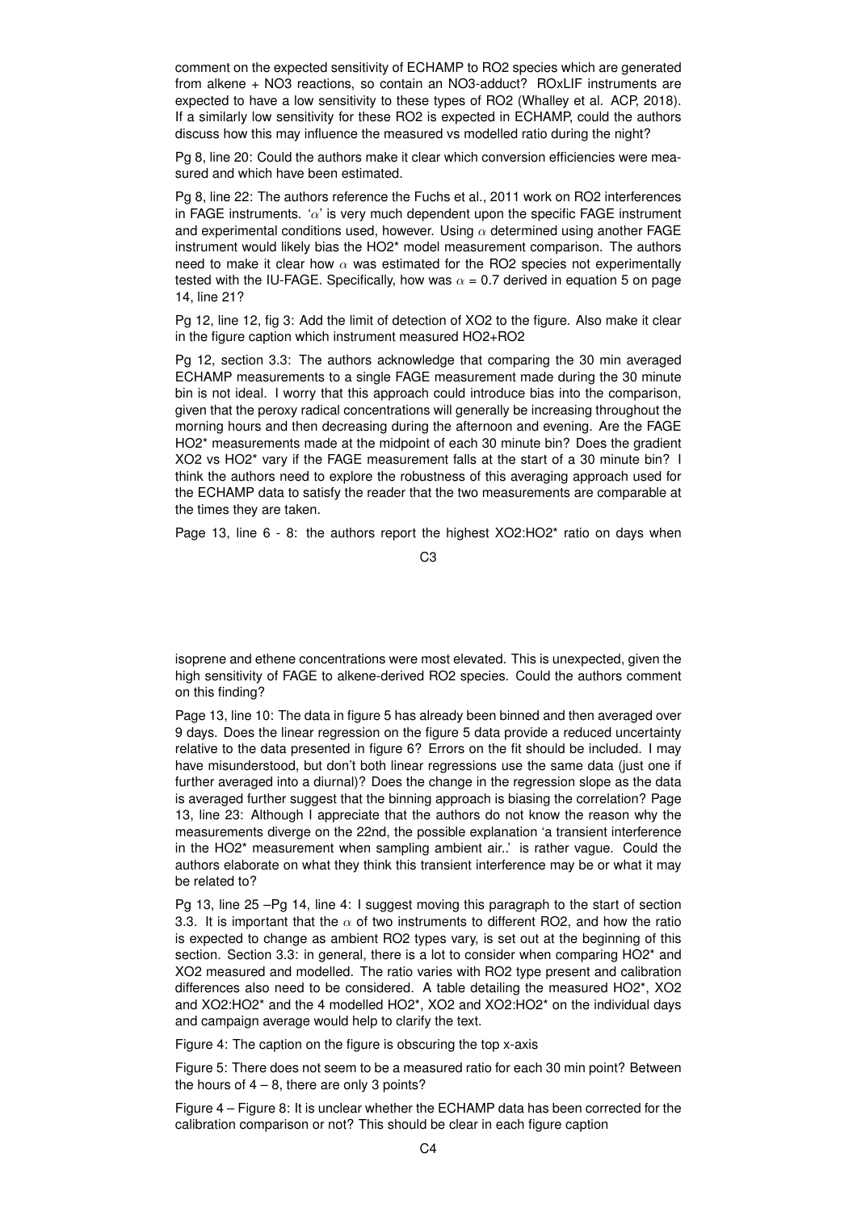comment on the expected sensitivity of ECHAMP to $RO_2$ species which are generated from alkene + $NO_3$ reactions, so contain an $NO_3$-adduct? ROxLIF instruments are expected to have a low sensitivity to these types of $RO_2$ (Whalley et al. ACP, 2018). If a similarly low sensitivity for these $RO_2$ is expected in ECHAMP, could the authors discuss how this may influence the measured vs modelled ratio during the night?

Pg 8, line 20: Could the authors make it clear which conversion efficiencies were measured and which have been estimated.

Pg 8, line 22: The authors reference the Fuchs et al., 2011 work on $RO_2$ interferences in FAGE instruments. '$\alpha$' is very much dependent upon the specific FAGE instrument and experimental conditions used, however. Using $\alpha$ determined using another FAGE instrument would likely bias the $HO_2^*$ model measurement comparison. The authors need to make it clear how $\alpha$ was estimated for the $RO_2$ species not experimentally tested with the IU-FAGE. Specifically, how was $\alpha = 0.7$ derived in equation 5 on page 14, line 21?

Pg 12, line 12, fig 3: Add the limit of detection of $XO_2$ to the figure. Also make it clear in the figure caption which instrument measured $HO_2$+$RO_2$

Pg 12, section 3.3: The authors acknowledge that comparing the 30 min averaged ECHAMP measurements to a single FAGE measurement made during the 30 minute bin is not ideal. I worry that this approach could introduce bias into the comparison, given that the peroxy radical concentrations will generally be increasing throughout the morning hours and then decreasing during the afternoon and evening. Are the FAGE $HO_2^*$ measurements made at the midpoint of each 30 minute bin? Does the gradient $XO_2$ vs $HO_2^*$ vary if the FAGE measurement falls at the start of a 30 minute bin? I think the authors need to explore the robustness of this averaging approach used for the ECHAMP data to satisfy the reader that the two measurements are comparable at the times they are taken.

Page 13, line 6 - 8: the authors report the highest $XO_2$:$HO_2^*$ ratio on days when isoprene and ethene concentrations were most elevated. This is unexpected, given the high sensitivity of FAGE to alkene-derived $RO_2$ species. Could the authors comment on this finding?

Page 13, line 10: The data in figure 5 has already been binned and then averaged over 9 days. Does the linear regression on the figure 5 data provide a reduced uncertainty relative to the data presented in figure 6? Errors on the fit should be included. I may have misunderstood, but don't both linear regressions use the same data (just one if further averaged into a diurnal)? Does the change in the regression slope as the data is averaged further suggest that the binning approach is biasing the correlation? Page 13, line 23: Although I appreciate that the authors do not know the reason why the measurements diverge on the 22nd, the possible explanation 'a transient interference in the $HO_2^*$ measurement when sampling ambient air..' is rather vague. Could the authors elaborate on what they think this transient interference may be or what it may be related to?

Pg 13, line 25 –Pg 14, line 4: I suggest moving this paragraph to the start of section 3.3. It is important that the $\alpha$ of two instruments to different $RO_2$, and how the ratio is expected to change as ambient $RO_2$ types vary, is set out at the beginning of this section. Section 3.3: in general, there is a lot to consider when comparing $HO_2^*$ and $XO_2$ measured and modelled. The ratio varies with $RO_2$ type present and calibration differences also need to be considered. A table detailing the measured $HO_2^*$, $XO_2$ and $XO_2$:$HO_2^*$ and the 4 modelled $HO_2^*$, $XO_2$ and $XO_2$:$HO_2^*$ on the individual days and campaign average would help to clarify the text.

Figure 4: The caption on the figure is obscuring the top x-axis

Figure 5: There does not seem to be a measured ratio for each 30 min point? Between the hours of 4 – 8, there are only 3 points?

Figure 4 – Figure 8: It is unclear whether the ECHAMP data has been corrected for the calibration comparison or not? This should be clear in each figure caption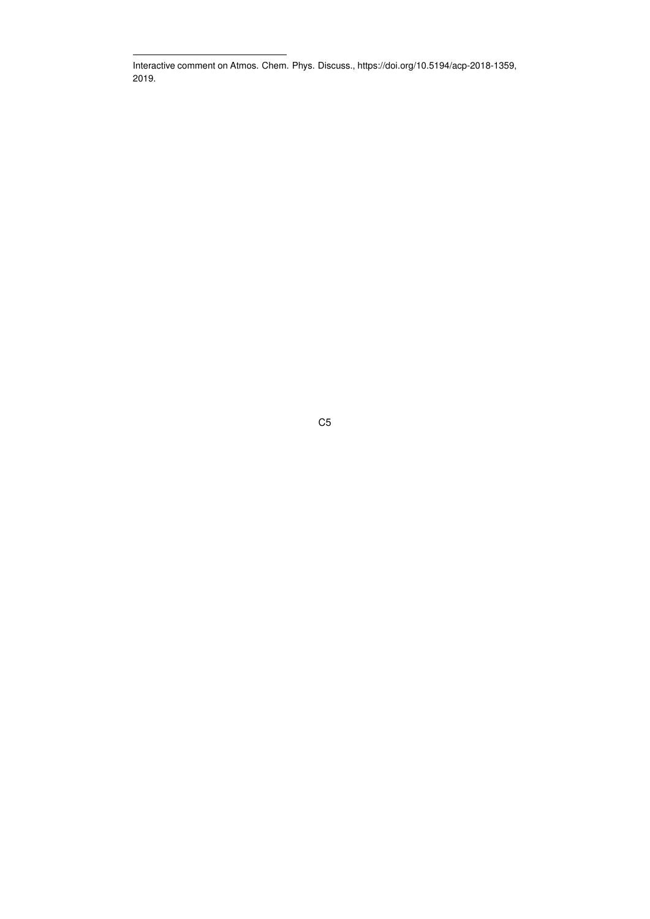Interactive comment on Atmos. Chem. Phys. Discuss., https://doi.org/10.5194/acp-2018-1359, 2019.